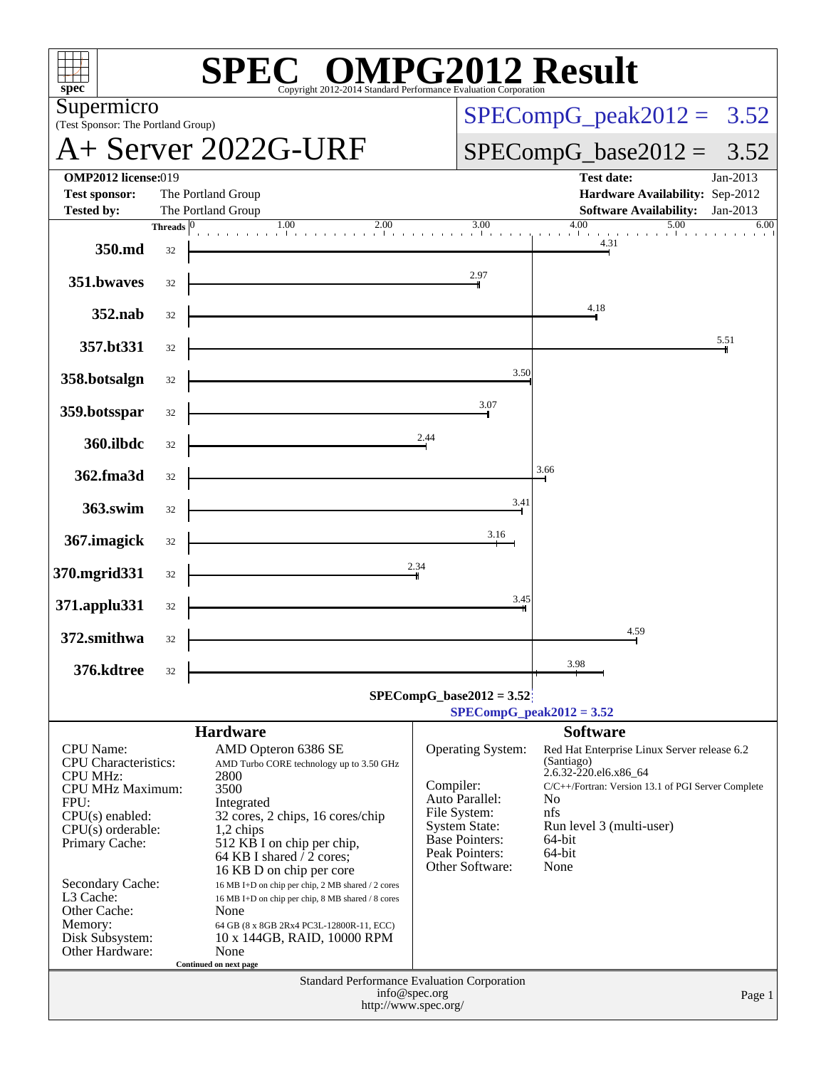# SPEC OMPG2012 Result

Copyright 2012-2014 Standard Performance Evaluation Corporation

**Supermicro**
(Test Sponsor: The Portland Group)

# A+ Server 2022G-URF

SPECompG_peak2012 = 3.52

SPECompG_base2012 = 3.52

| | | | |
|---|---|---|---|
| **OMP2012 license:** | 019 | **Test date:** | Jan-2013 |
| **Test sponsor:** | The Portland Group | **Hardware Availability:** | Sep-2012 |
| **Tested by:** | The Portland Group | **Software Availability:** | Jan-2013 |

| Benchmark | Threads | Ratio |
|---|---|---|
| 350.md | 32 | 4.31 |
| 351.bwaves | 32 | 2.97 |
| 352.nab | 32 | 4.18 |
| 357.bt331 | 32 | 5.51 |
| 358.botsalgn | 32 | 3.50 |
| 359.botsspar | 32 | 3.07 |
| 360.ilbdc | 32 | 2.44 |
| 362.fma3d | 32 | 3.66 |
| 363.swim | 32 | 3.41 |
| 367.imagick | 32 | 3.16 |
| 370.mgrid331 | 32 | 2.34 |
| 371.applu331 | 32 | 3.45 |
| 372.smithwa | 32 | 4.59 |
| 376.kdtree | 32 | 3.98 |

SPECompG_base2012 = 3.52

SPECompG_peak2012 = 3.52

## Hardware

| | |
|---|---|
| CPU Name: | AMD Opteron 6386 SE |
| CPU Characteristics: | AMD Turbo CORE technology up to 3.50 GHz |
| CPU MHz: | 2800 |
| CPU MHz Maximum: | 3500 |
| FPU: | Integrated |
| CPU(s) enabled: | 32 cores, 2 chips, 16 cores/chip |
| CPU(s) orderable: | 1,2 chips |
| Primary Cache: | 512 KB I on chip per chip, 64 KB I shared / 2 cores; 16 KB D on chip per core |
| Secondary Cache: | 16 MB I+D on chip per chip, 2 MB shared / 2 cores |
| L3 Cache: | 16 MB I+D on chip per chip, 8 MB shared / 8 cores |
| Other Cache: | None |
| Memory: | 64 GB (8 x 8GB 2Rx4 PC3L-12800R-11, ECC) |
| Disk Subsystem: | 10 x 144GB, RAID, 10000 RPM |
| Other Hardware: | None |

Continued on next page

## Software

| | |
|---|---|
| Operating System: | Red Hat Enterprise Linux Server release 6.2 (Santiago) 2.6.32-220.el6.x86_64 |
| Compiler: | C/C++/Fortran: Version 13.1 of PGI Server Complete |
| Auto Parallel: | No |
| File System: | nfs |
| System State: | Run level 3 (multi-user) |
| Base Pointers: | 64-bit |
| Peak Pointers: | 64-bit |
| Other Software: | None |

Standard Performance Evaluation Corporation
info@spec.org
http://www.spec.org/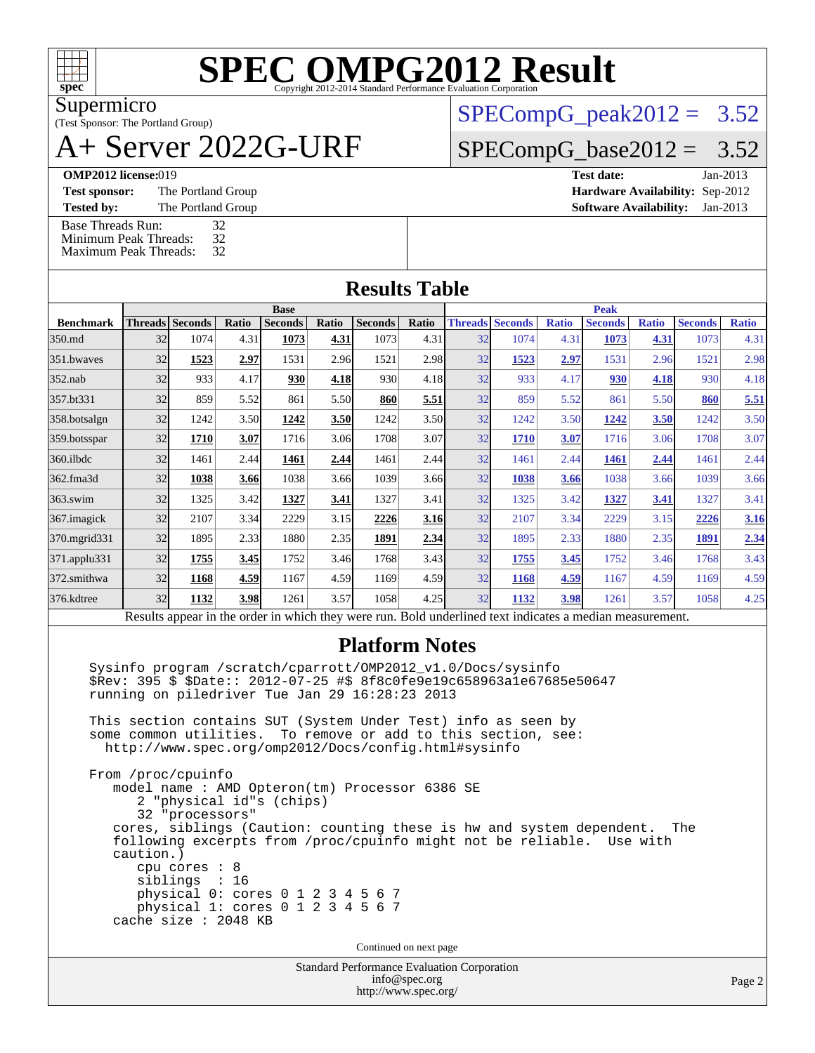# SPEC OMPG2012 Result

Copyright 2012-2014 Standard Performance Evaluation Corporation

Supermicro
(Test Sponsor: The Portland Group)

# A+ Server 2022G-URF

SPECompG_peak2012 = 3.52

SPECompG_base2012 = 3.52

**OMP2012 license:** 019
**Test sponsor:** The Portland Group
**Tested by:** The Portland Group

**Test date:** Jan-2013
**Hardware Availability:** Sep-2012
**Software Availability:** Jan-2013

Base Threads Run: 32
Minimum Peak Threads: 32
Maximum Peak Threads: 32

## Results Table

| | Base | | | | | | | Peak | | | | | | |
|---|---|---|---|---|---|---|---|---|---|---|---|---|---|---|
| **Benchmark** | **Threads** | **Seconds** | **Ratio** | **Seconds** | **Ratio** | **Seconds** | **Ratio** | **Threads** | **Seconds** | **Ratio** | **Seconds** | **Ratio** | **Seconds** | **Ratio** |
| 350.md | 32 | 1074 | 4.31 | **1073** | **4.31** | 1073 | 4.31 | 32 | 1074 | 4.31 | **1073** | **4.31** | 1073 | 4.31 |
| 351.bwaves | 32 | **1523** | **2.97** | 1531 | 2.96 | 1521 | 2.98 | 32 | **1523** | **2.97** | 1531 | 2.96 | 1521 | 2.98 |
| 352.nab | 32 | 933 | 4.17 | **930** | **4.18** | 930 | 4.18 | 32 | 933 | 4.17 | **930** | **4.18** | 930 | 4.18 |
| 357.bt331 | 32 | 859 | 5.52 | 861 | 5.50 | **860** | **5.51** | 32 | 859 | 5.52 | 861 | 5.50 | **860** | **5.51** |
| 358.botsalgn | 32 | 1242 | 3.50 | **1242** | **3.50** | 1242 | 3.50 | 32 | 1242 | 3.50 | **1242** | **3.50** | 1242 | 3.50 |
| 359.botsspar | 32 | **1710** | **3.07** | 1716 | 3.06 | 1708 | 3.07 | 32 | **1710** | **3.07** | 1716 | 3.06 | 1708 | 3.07 |
| 360.ilbdc | 32 | 1461 | 2.44 | **1461** | **2.44** | 1461 | 2.44 | 32 | 1461 | 2.44 | **1461** | **2.44** | 1461 | 2.44 |
| 362.fma3d | 32 | **1038** | **3.66** | 1038 | 3.66 | 1039 | 3.66 | 32 | **1038** | **3.66** | 1038 | 3.66 | 1039 | 3.66 |
| 363.swim | 32 | 1325 | 3.42 | **1327** | **3.41** | 1327 | 3.41 | 32 | 1325 | 3.42 | **1327** | **3.41** | 1327 | 3.41 |
| 367.imagick | 32 | 2107 | 3.34 | 2229 | 3.15 | **2226** | **3.16** | 32 | 2107 | 3.34 | 2229 | 3.15 | **2226** | **3.16** |
| 370.mgrid331 | 32 | 1895 | 2.33 | 1880 | 2.35 | **1891** | **2.34** | 32 | 1895 | 2.33 | 1880 | 2.35 | **1891** | **2.34** |
| 371.applu331 | 32 | **1755** | **3.45** | 1752 | 3.46 | 1768 | 3.43 | 32 | **1755** | **3.45** | 1752 | 3.46 | 1768 | 3.43 |
| 372.smithwa | 32 | **1168** | **4.59** | 1167 | 4.59 | 1169 | 4.59 | 32 | **1168** | **4.59** | 1167 | 4.59 | 1169 | 4.59 |
| 376.kdtree | 32 | **1132** | **3.98** | 1261 | 3.57 | 1058 | 4.25 | 32 | **1132** | **3.98** | 1261 | 3.57 | 1058 | 4.25 |

Results appear in the order in which they were run. Bold underlined text indicates a median measurement.

## Platform Notes

```
Sysinfo program /scratch/cparrott/OMP2012_v1.0/Docs/sysinfo
$Rev: 395 $ $Date:: 2012-07-25 #$ 8f8c0fe9e19c658963a1e67685e50647
running on piledriver Tue Jan 29 16:28:23 2013

This section contains SUT (System Under Test) info as seen by
some common utilities.  To remove or add to this section, see:
  http://www.spec.org/omp2012/Docs/config.html#sysinfo

From /proc/cpuinfo
   model name : AMD Opteron(tm) Processor 6386 SE
      2 "physical id"s (chips)
      32 "processors"
   cores, siblings (Caution: counting these is hw and system dependent.  The
   following excerpts from /proc/cpuinfo might not be reliable.  Use with
   caution.)
      cpu cores : 8
      siblings  : 16
      physical 0: cores 0 1 2 3 4 5 6 7
      physical 1: cores 0 1 2 3 4 5 6 7
   cache size : 2048 KB
```

Continued on next page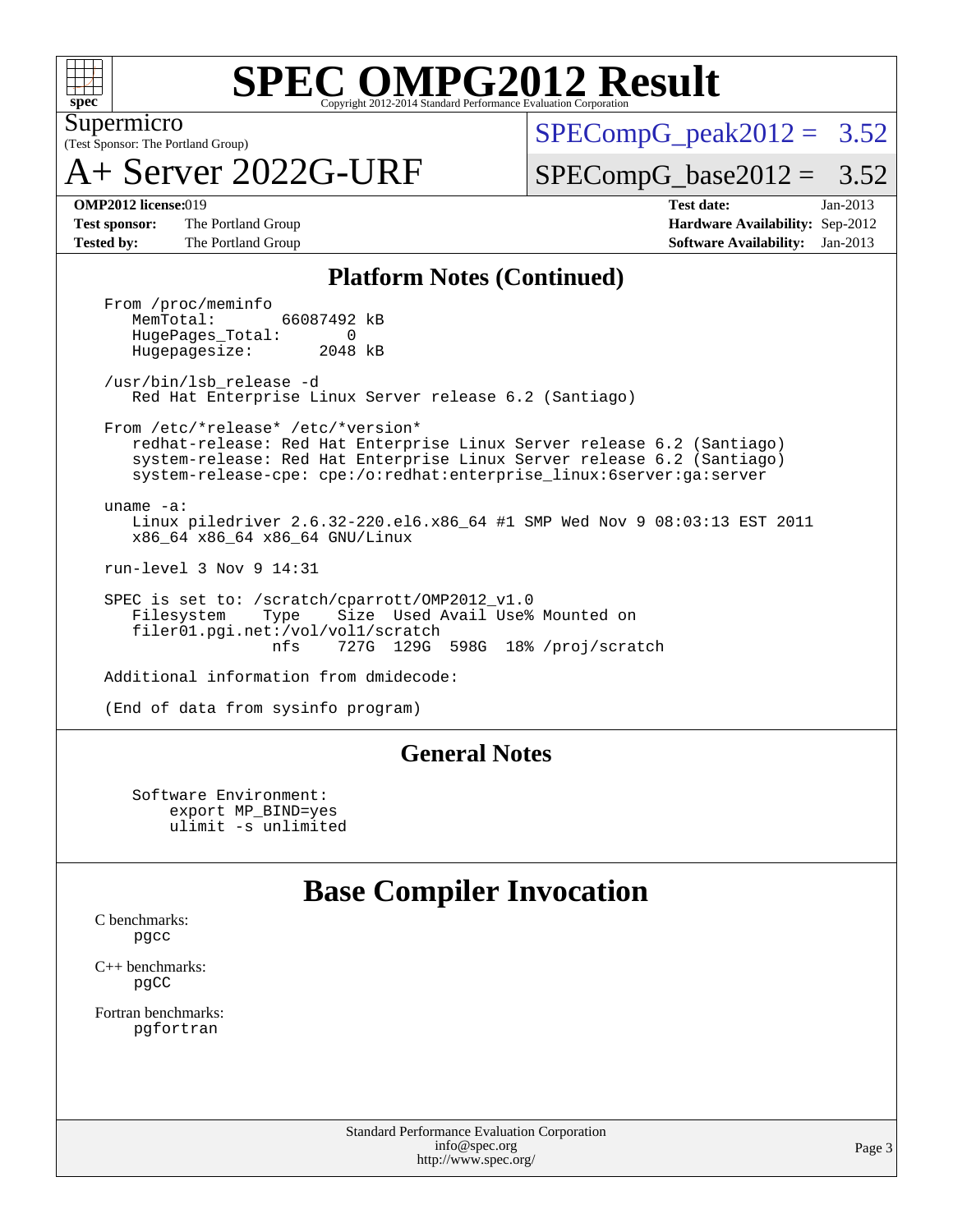# SPEC OMPG2012 Result

Copyright 2012-2014 Standard Performance Evaluation Corporation

Supermicro
(Test Sponsor: The Portland Group)

# A+ Server 2022G-URF

SPECompG_peak2012 = 3.52

SPECompG_base2012 = 3.52

**OMP2012 license:** 019
**Test sponsor:** The Portland Group
**Tested by:** The Portland Group

**Test date:** Jan-2013
**Hardware Availability:** Sep-2012
**Software Availability:** Jan-2013

## Platform Notes (Continued)

```
From /proc/meminfo
   MemTotal:       66087492 kB
   HugePages_Total:       0
   Hugepagesize:       2048 kB

/usr/bin/lsb_release -d
   Red Hat Enterprise Linux Server release 6.2 (Santiago)

From /etc/*release* /etc/*version*
   redhat-release: Red Hat Enterprise Linux Server release 6.2 (Santiago)
   system-release: Red Hat Enterprise Linux Server release 6.2 (Santiago)
   system-release-cpe: cpe:/o:redhat:enterprise_linux:6server:ga:server

uname -a:
   Linux piledriver 2.6.32-220.el6.x86_64 #1 SMP Wed Nov 9 08:03:13 EST 2011
   x86_64 x86_64 x86_64 GNU/Linux

run-level 3 Nov 9 14:31

SPEC is set to: /scratch/cparrott/OMP2012_v1.0
   Filesystem    Type    Size  Used Avail Use% Mounted on
   filer01.pgi.net:/vol/vol1/scratch
                 nfs     727G  129G  598G  18% /proj/scratch

Additional information from dmidecode:

(End of data from sysinfo program)
```

## General Notes

```
Software Environment:
    export MP_BIND=yes
    ulimit -s unlimited
```

# Base Compiler Invocation

C benchmarks:
  pgcc

C++ benchmarks:
  pgCC

Fortran benchmarks:
  pgfortran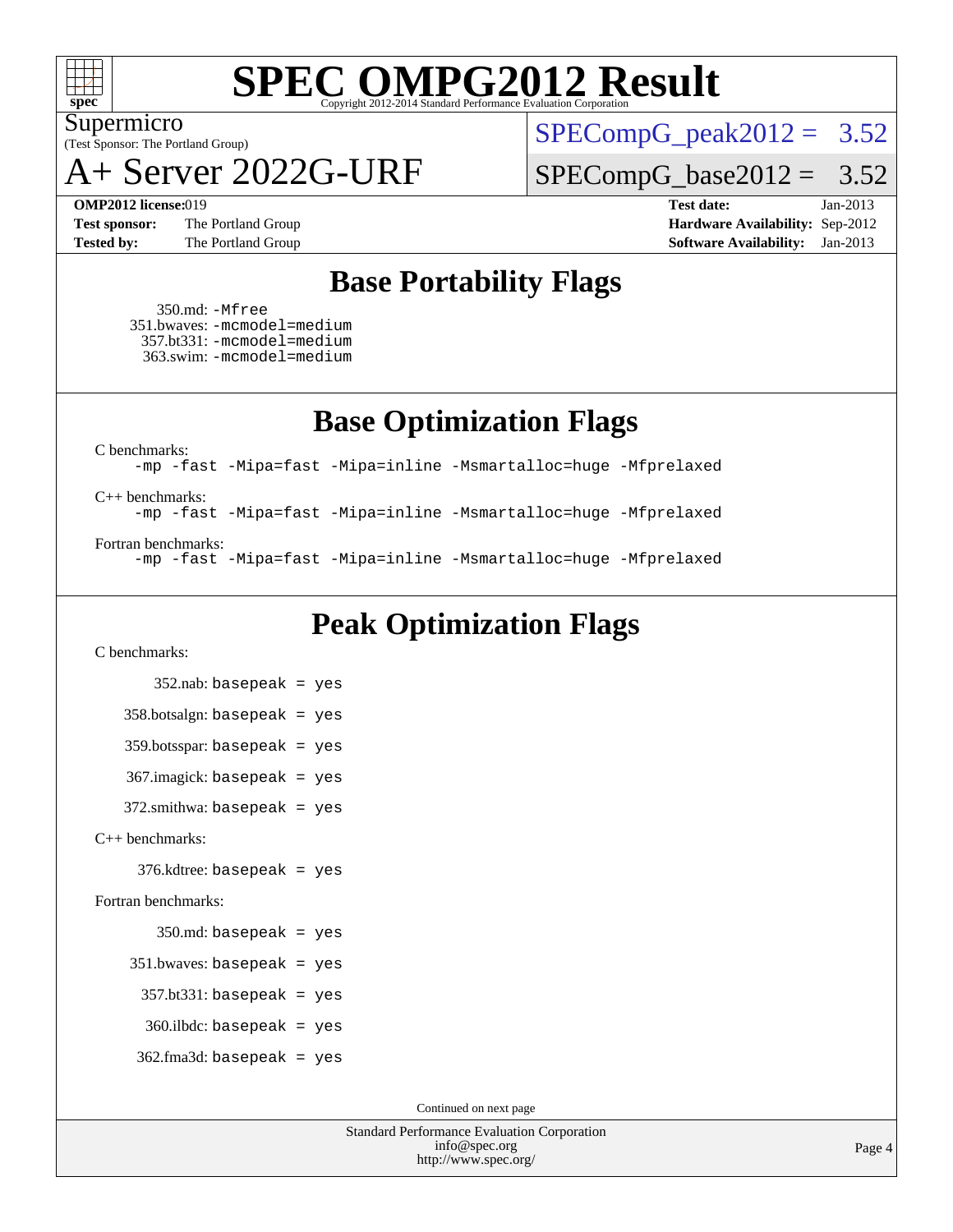# SPEC OMPG2012 Result

Copyright 2012-2014 Standard Performance Evaluation Corporation

Supermicro
(Test Sponsor: The Portland Group)

## A+ Server 2022G-URF

SPECompG_peak2012 = 3.52

SPECompG_base2012 = 3.52

**OMP2012 license:** 019
**Test sponsor:** The Portland Group
**Tested by:** The Portland Group

**Test date:** Jan-2013
**Hardware Availability:** Sep-2012
**Software Availability:** Jan-2013

## Base Portability Flags

350.md: `-Mfree`
351.bwaves: `-mcmodel=medium`
357.bt331: `-mcmodel=medium`
363.swim: `-mcmodel=medium`

## Base Optimization Flags

C benchmarks:
```
-mp -fast -Mipa=fast -Mipa=inline -Msmartalloc=huge -Mfprelaxed
```

C++ benchmarks:
```
-mp -fast -Mipa=fast -Mipa=inline -Msmartalloc=huge -Mfprelaxed
```

Fortran benchmarks:
```
-mp -fast -Mipa=fast -Mipa=inline -Msmartalloc=huge -Mfprelaxed
```

## Peak Optimization Flags

C benchmarks:

352.nab: `basepeak = yes`

358.botsalgn: `basepeak = yes`

359.botsspar: `basepeak = yes`

367.imagick: `basepeak = yes`

372.smithwa: `basepeak = yes`

C++ benchmarks:

376.kdtree: `basepeak = yes`

Fortran benchmarks:

350.md: `basepeak = yes`

351.bwaves: `basepeak = yes`

357.bt331: `basepeak = yes`

360.ilbdc: `basepeak = yes`

362.fma3d: `basepeak = yes`

Continued on next page

Standard Performance Evaluation Corporation
info@spec.org
http://www.spec.org/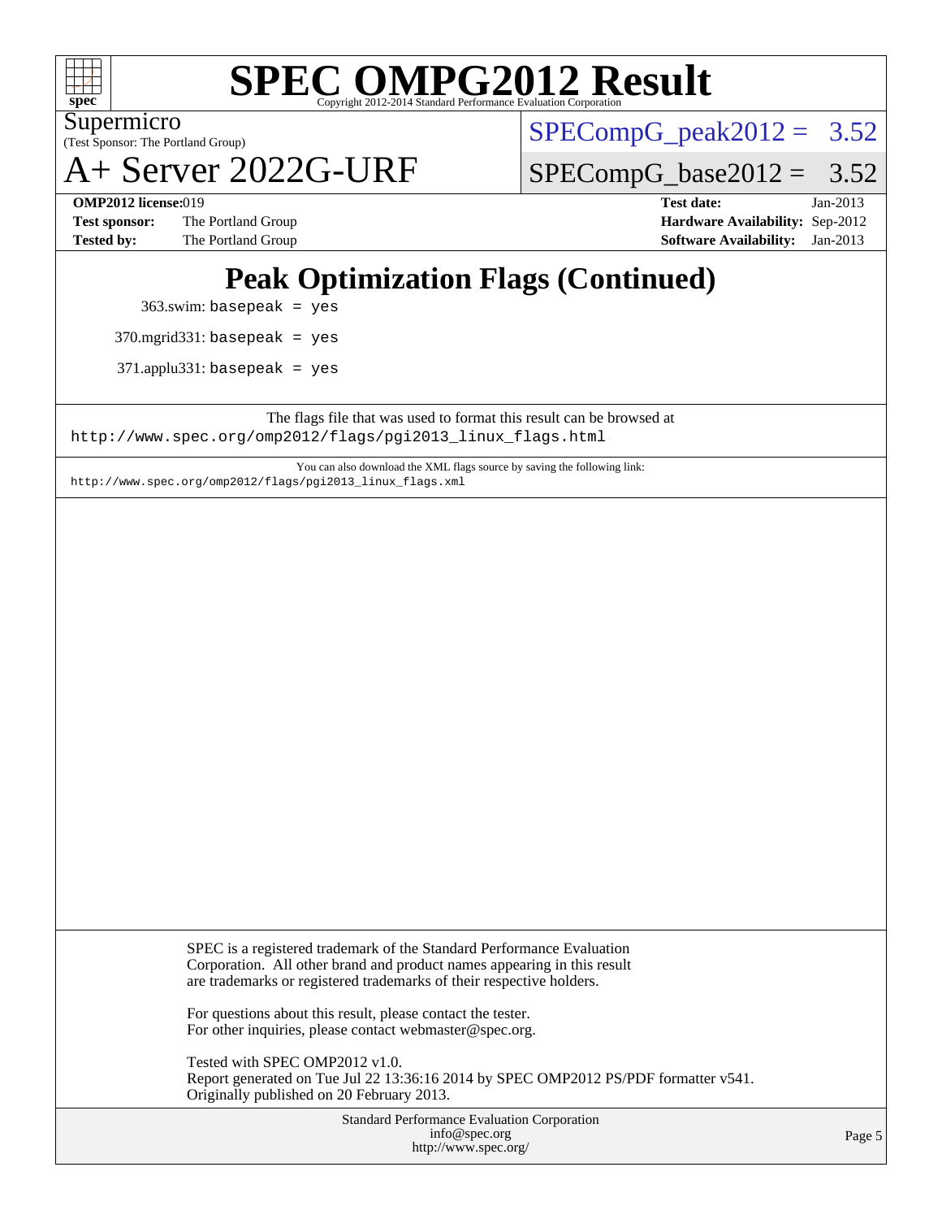# Peak Optimization Flags (Continued)

363.swim: basepeak = yes

370.mgrid331: basepeak = yes

371.applu331: basepeak = yes

The flags file that was used to format this result can be browsed at
http://www.spec.org/omp2012/flags/pgi2013_linux_flags.html

You can also download the XML flags source by saving the following link:
http://www.spec.org/omp2012/flags/pgi2013_linux_flags.xml

SPEC is a registered trademark of the Standard Performance Evaluation Corporation. All other brand and product names appearing in this result are trademarks or registered trademarks of their respective holders.

For questions about this result, please contact the tester.
For other inquiries, please contact webmaster@spec.org.

Tested with SPEC OMP2012 v1.0.
Report generated on Tue Jul 22 13:36:16 2014 by SPEC OMP2012 PS/PDF formatter v541.
Originally published on 20 February 2013.